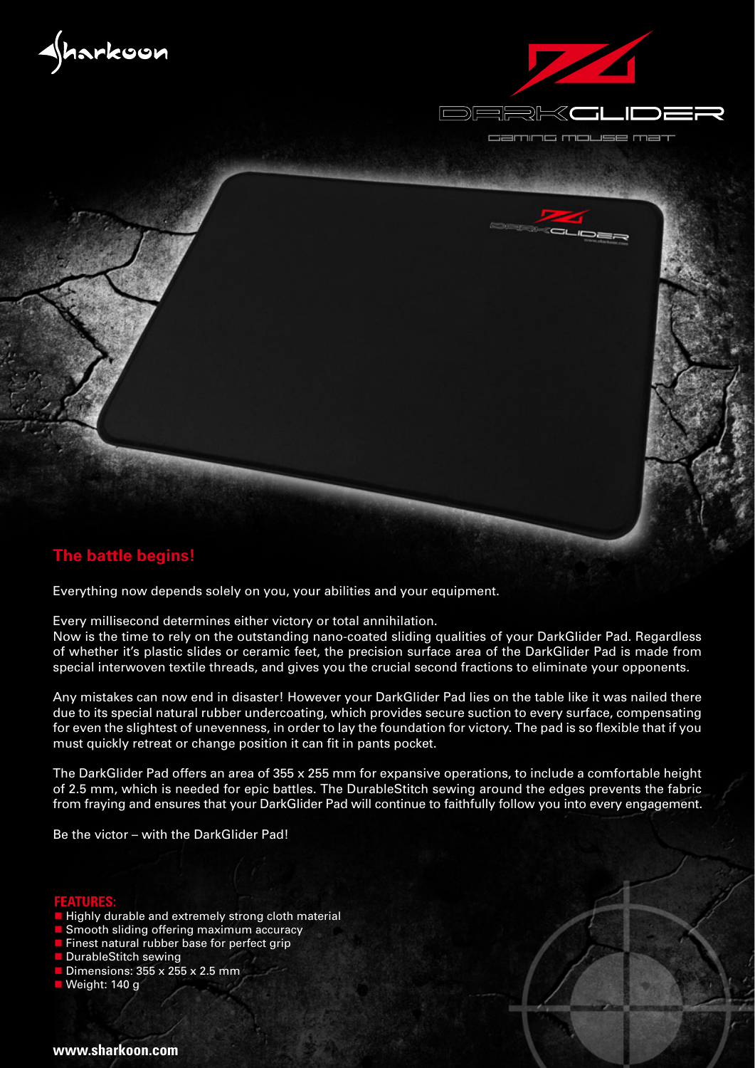Sharkoon

DARKGLIDER

GAMING MOUSE MAT

## The battle begins!

Everything now depends solely on you, your abilities and your equipment.

Every millisecond determines either victory or total annihilation.
Now is the time to rely on the outstanding nano-coated sliding qualities of your DarkGlider Pad. Regardless of whether it's plastic slides or ceramic feet, the precision surface area of the DarkGlider Pad is made from special interwoven textile threads, and gives you the crucial second fractions to eliminate your opponents.

Any mistakes can now end in disaster! However your DarkGlider Pad lies on the table like it was nailed there due to its special natural rubber undercoating, which provides secure suction to every surface, compensating for even the slightest of unevenness, in order to lay the foundation for victory. The pad is so flexible that if you must quickly retreat or change position it can fit in pants pocket.

The DarkGlider Pad offers an area of 355 x 255 mm for expansive operations, to include a comfortable height of 2.5 mm, which is needed for epic battles. The DurableStitch sewing around the edges prevents the fabric from fraying and ensures that your DarkGlider Pad will continue to faithfully follow you into every engagement.

Be the victor – with the DarkGlider Pad!

### FEATURES:

- Highly durable and extremely strong cloth material
- Smooth sliding offering maximum accuracy
- Finest natural rubber base for perfect grip
- DurableStitch sewing
- Dimensions: 355 x 255 x 2.5 mm
- Weight: 140 g

**www.sharkoon.com**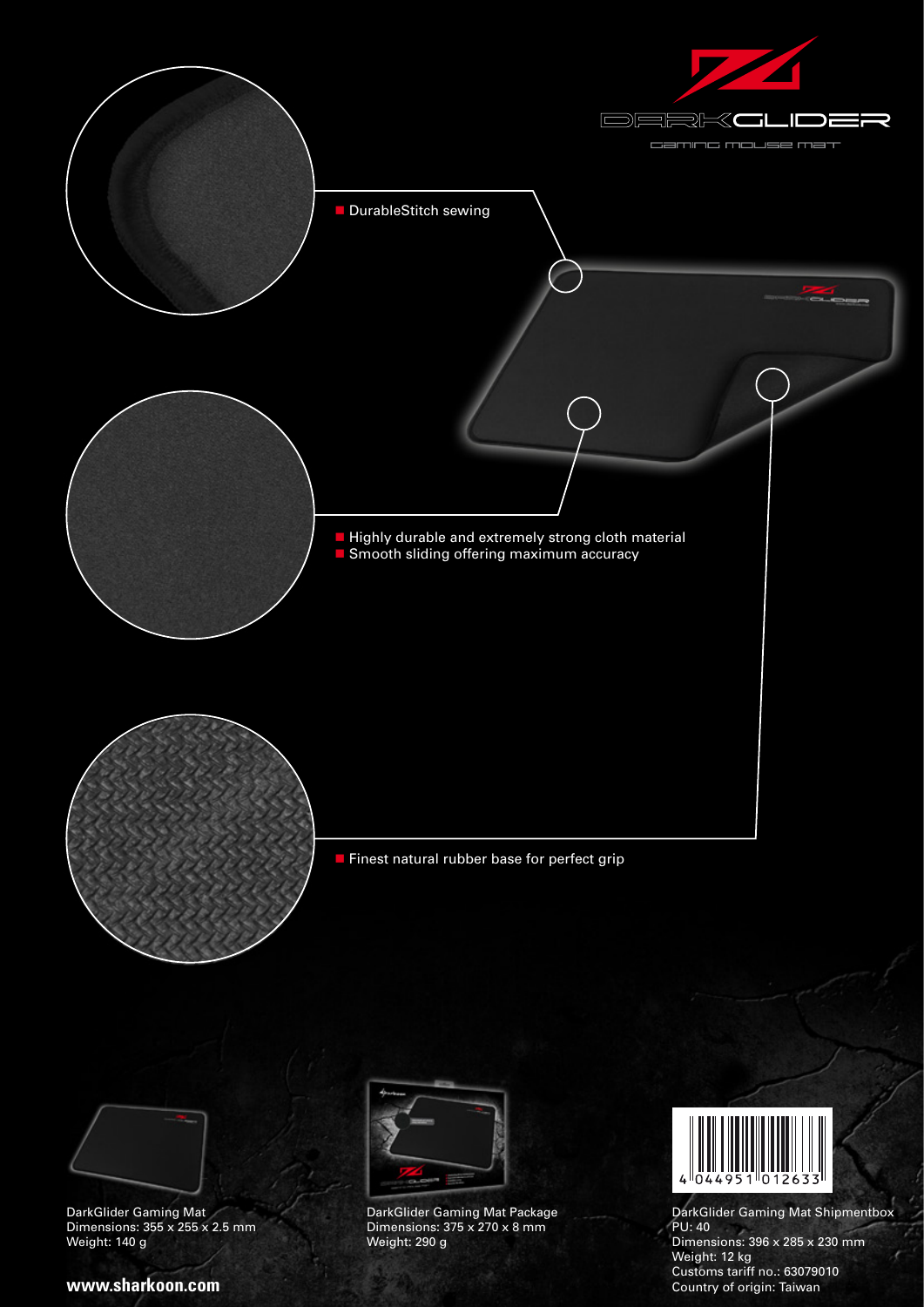# DARKGLIDER

Gaming Mouse Mat

- DurableStitch sewing

- Highly durable and extremely strong cloth material
- Smooth sliding offering maximum accuracy

- Finest natural rubber base for perfect grip

DarkGlider Gaming Mat
Dimensions: 355 x 255 x 2.5 mm
Weight: 140 g

DarkGlider Gaming Mat Package
Dimensions: 375 x 270 x 8 mm
Weight: 290 g

4 044951 012633

DarkGlider Gaming Mat Shipmentbox
PU: 40
Dimensions: 396 x 285 x 230 mm
Weight: 12 kg
Customs tariff no.: 63079010
Country of origin: Taiwan

**www.sharkoon.com**